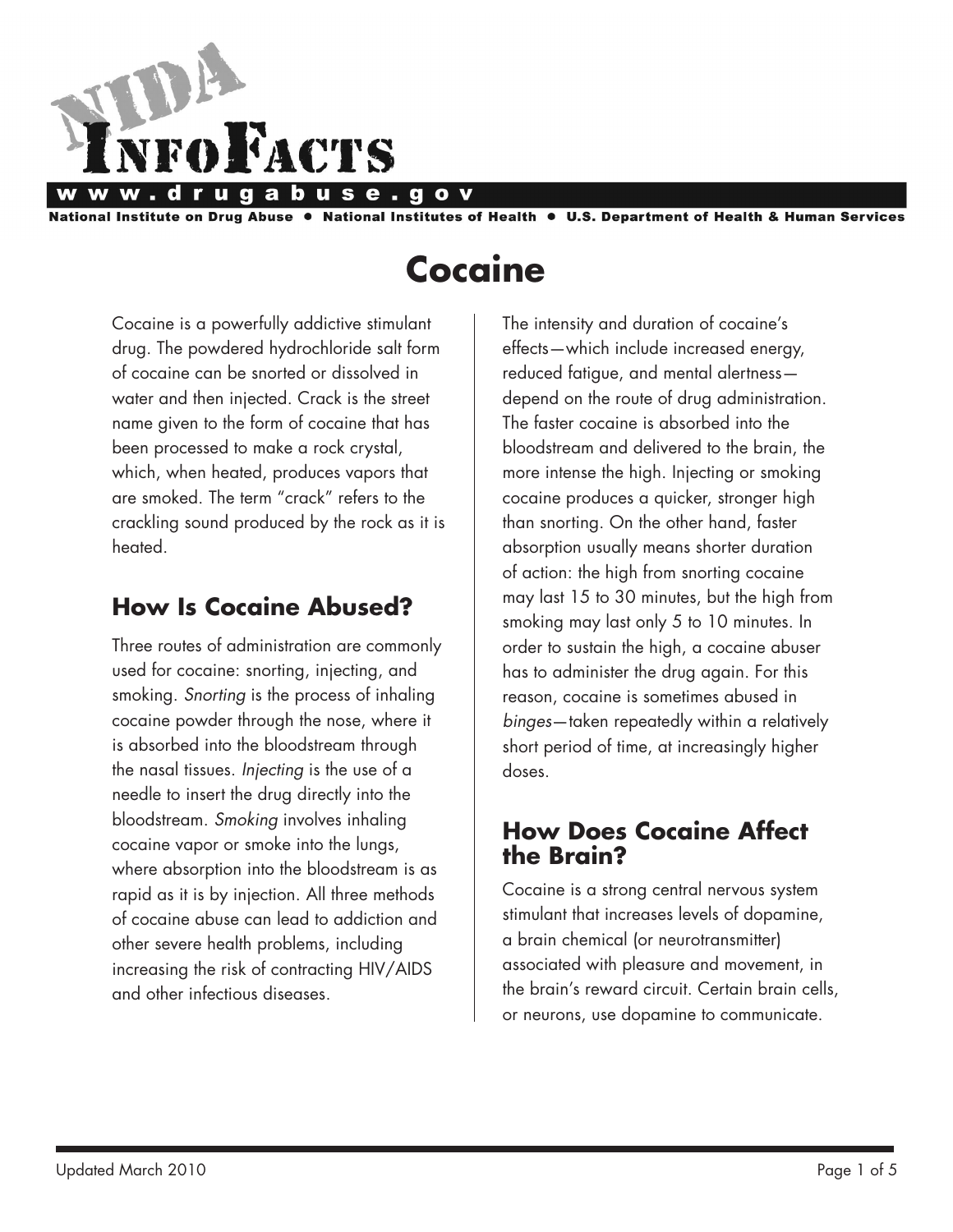# NIDA InfoFacts

www.drugabuse.gov

National Institute on Drug Abuse • National Institutes of Health • U.S. Department of Health & Human Services

# Cocaine

Cocaine is a powerfully addictive stimulant drug. The powdered hydrochloride salt form of cocaine can be snorted or dissolved in water and then injected. Crack is the street name given to the form of cocaine that has been processed to make a rock crystal, which, when heated, produces vapors that are smoked. The term "crack" refers to the crackling sound produced by the rock as it is heated.

## How Is Cocaine Abused?

Three routes of administration are commonly used for cocaine: snorting, injecting, and smoking. *Snorting* is the process of inhaling cocaine powder through the nose, where it is absorbed into the bloodstream through the nasal tissues. *Injecting* is the use of a needle to insert the drug directly into the bloodstream. *Smoking* involves inhaling cocaine vapor or smoke into the lungs, where absorption into the bloodstream is as rapid as it is by injection. All three methods of cocaine abuse can lead to addiction and other severe health problems, including increasing the risk of contracting HIV/AIDS and other infectious diseases.

The intensity and duration of cocaine's effects—which include increased energy, reduced fatigue, and mental alertness—depend on the route of drug administration. The faster cocaine is absorbed into the bloodstream and delivered to the brain, the more intense the high. Injecting or smoking cocaine produces a quicker, stronger high than snorting. On the other hand, faster absorption usually means shorter duration of action: the high from snorting cocaine may last 15 to 30 minutes, but the high from smoking may last only 5 to 10 minutes. In order to sustain the high, a cocaine abuser has to administer the drug again. For this reason, cocaine is sometimes abused in *binges*—taken repeatedly within a relatively short period of time, at increasingly higher doses.

## How Does Cocaine Affect the Brain?

Cocaine is a strong central nervous system stimulant that increases levels of dopamine, a brain chemical (or neurotransmitter) associated with pleasure and movement, in the brain's reward circuit. Certain brain cells, or neurons, use dopamine to communicate.

Updated March 2010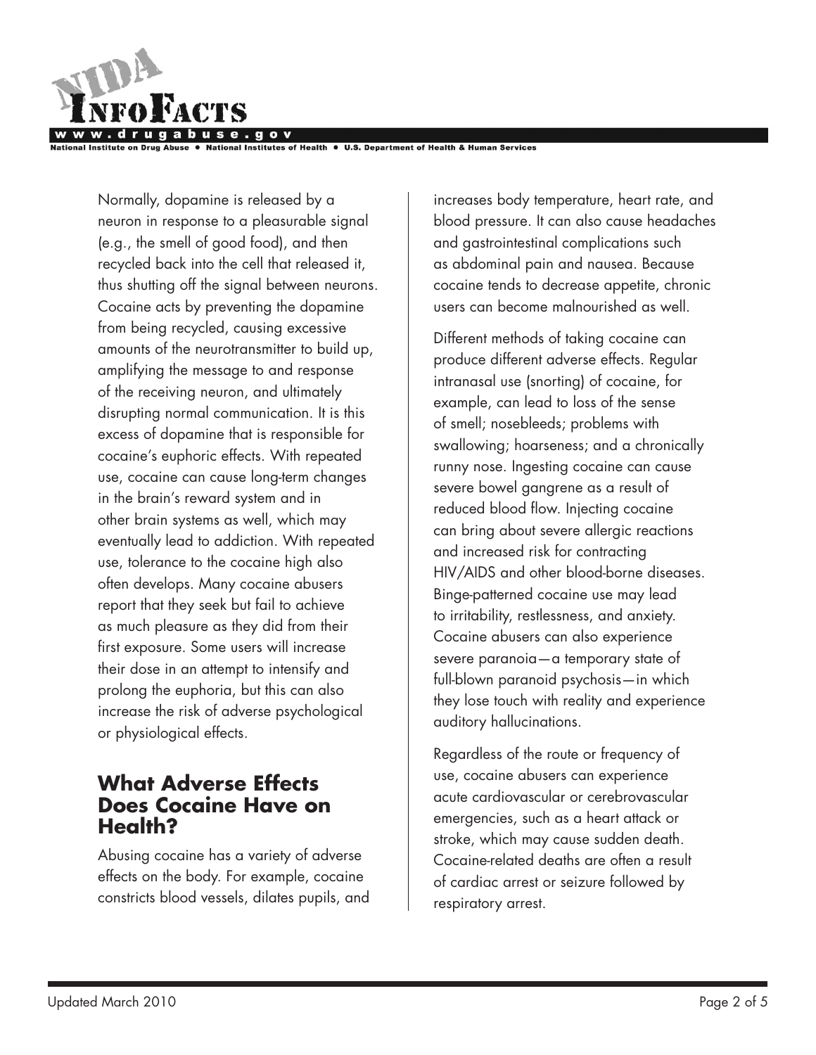Normally, dopamine is released by a neuron in response to a pleasurable signal (e.g., the smell of good food), and then recycled back into the cell that released it, thus shutting off the signal between neurons. Cocaine acts by preventing the dopamine from being recycled, causing excessive amounts of the neurotransmitter to build up, amplifying the message to and response of the receiving neuron, and ultimately disrupting normal communication. It is this excess of dopamine that is responsible for cocaine's euphoric effects. With repeated use, cocaine can cause long-term changes in the brain's reward system and in other brain systems as well, which may eventually lead to addiction. With repeated use, tolerance to the cocaine high also often develops. Many cocaine abusers report that they seek but fail to achieve as much pleasure as they did from their first exposure. Some users will increase their dose in an attempt to intensify and prolong the euphoria, but this can also increase the risk of adverse psychological or physiological effects.

## What Adverse Effects Does Cocaine Have on Health?

Abusing cocaine has a variety of adverse effects on the body. For example, cocaine constricts blood vessels, dilates pupils, and increases body temperature, heart rate, and blood pressure. It can also cause headaches and gastrointestinal complications such as abdominal pain and nausea. Because cocaine tends to decrease appetite, chronic users can become malnourished as well.

Different methods of taking cocaine can produce different adverse effects. Regular intranasal use (snorting) of cocaine, for example, can lead to loss of the sense of smell; nosebleeds; problems with swallowing; hoarseness; and a chronically runny nose. Ingesting cocaine can cause severe bowel gangrene as a result of reduced blood flow. Injecting cocaine can bring about severe allergic reactions and increased risk for contracting HIV/AIDS and other blood-borne diseases. Binge-patterned cocaine use may lead to irritability, restlessness, and anxiety. Cocaine abusers can also experience severe paranoia—a temporary state of full-blown paranoid psychosis—in which they lose touch with reality and experience auditory hallucinations.

Regardless of the route or frequency of use, cocaine abusers can experience acute cardiovascular or cerebrovascular emergencies, such as a heart attack or stroke, which may cause sudden death. Cocaine-related deaths are often a result of cardiac arrest or seizure followed by respiratory arrest.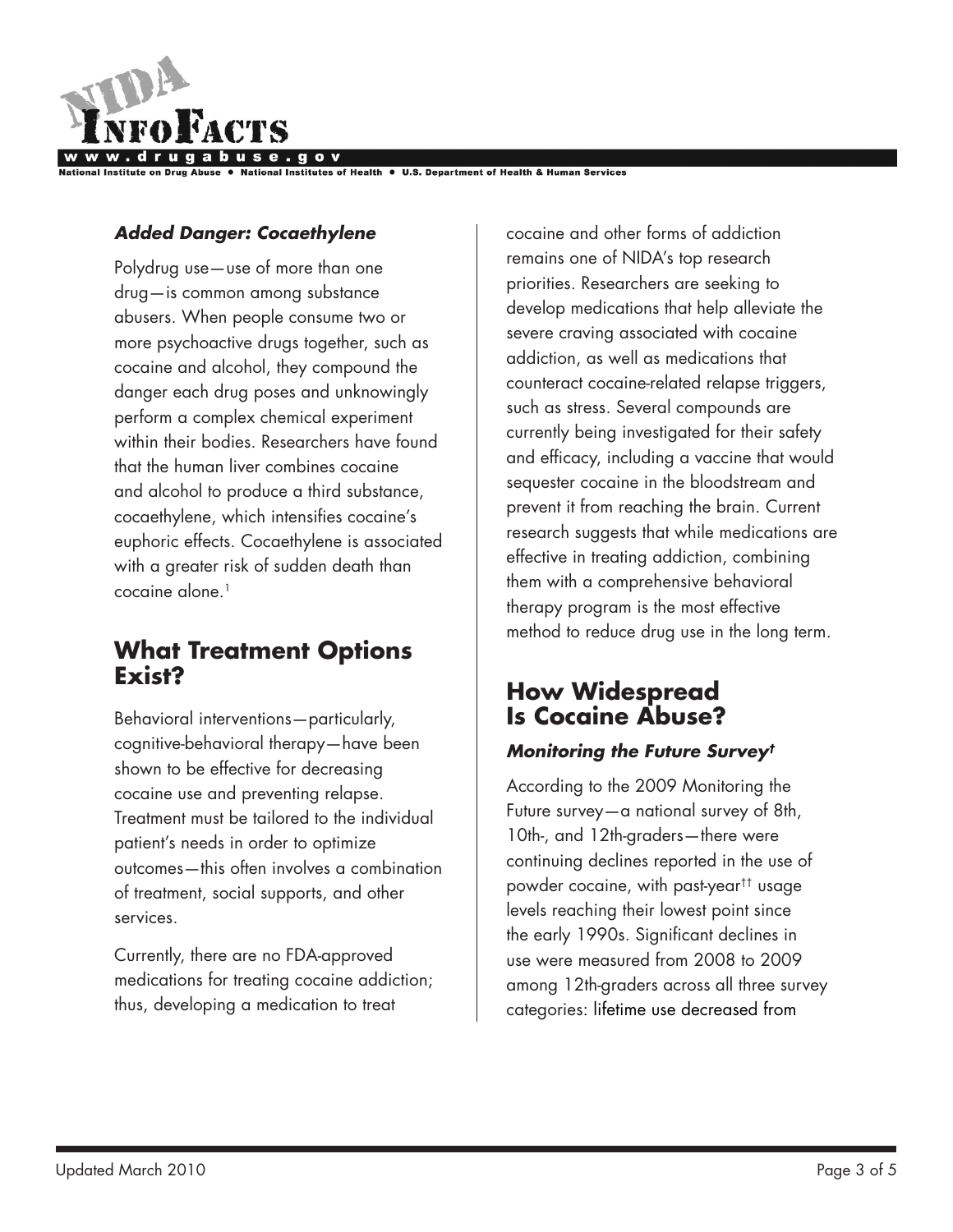### *Added Danger: Cocaethylene*

Polydrug use—use of more than one drug—is common among substance abusers. When people consume two or more psychoactive drugs together, such as cocaine and alcohol, they compound the danger each drug poses and unknowingly perform a complex chemical experiment within their bodies. Researchers have found that the human liver combines cocaine and alcohol to produce a third substance, cocaethylene, which intensifies cocaine's euphoric effects. Cocaethylene is associated with a greater risk of sudden death than cocaine alone.[1]

## What Treatment Options Exist?

Behavioral interventions—particularly, cognitive-behavioral therapy—have been shown to be effective for decreasing cocaine use and preventing relapse. Treatment must be tailored to the individual patient's needs in order to optimize outcomes—this often involves a combination of treatment, social supports, and other services.

Currently, there are no FDA-approved medications for treating cocaine addiction; thus, developing a medication to treat cocaine and other forms of addiction remains one of NIDA's top research priorities. Researchers are seeking to develop medications that help alleviate the severe craving associated with cocaine addiction, as well as medications that counteract cocaine-related relapse triggers, such as stress. Several compounds are currently being investigated for their safety and efficacy, including a vaccine that would sequester cocaine in the bloodstream and prevent it from reaching the brain. Current research suggests that while medications are effective in treating addiction, combining them with a comprehensive behavioral therapy program is the most effective method to reduce drug use in the long term.

## How Widespread Is Cocaine Abuse?

### *Monitoring the Future Survey†*

According to the 2009 Monitoring the Future survey—a national survey of 8th, 10th-, and 12th-graders—there were continuing declines reported in the use of powder cocaine, with past-year†† usage levels reaching their lowest point since the early 1990s. Significant declines in use were measured from 2008 to 2009 among 12th-graders across all three survey categories: lifetime use decreased from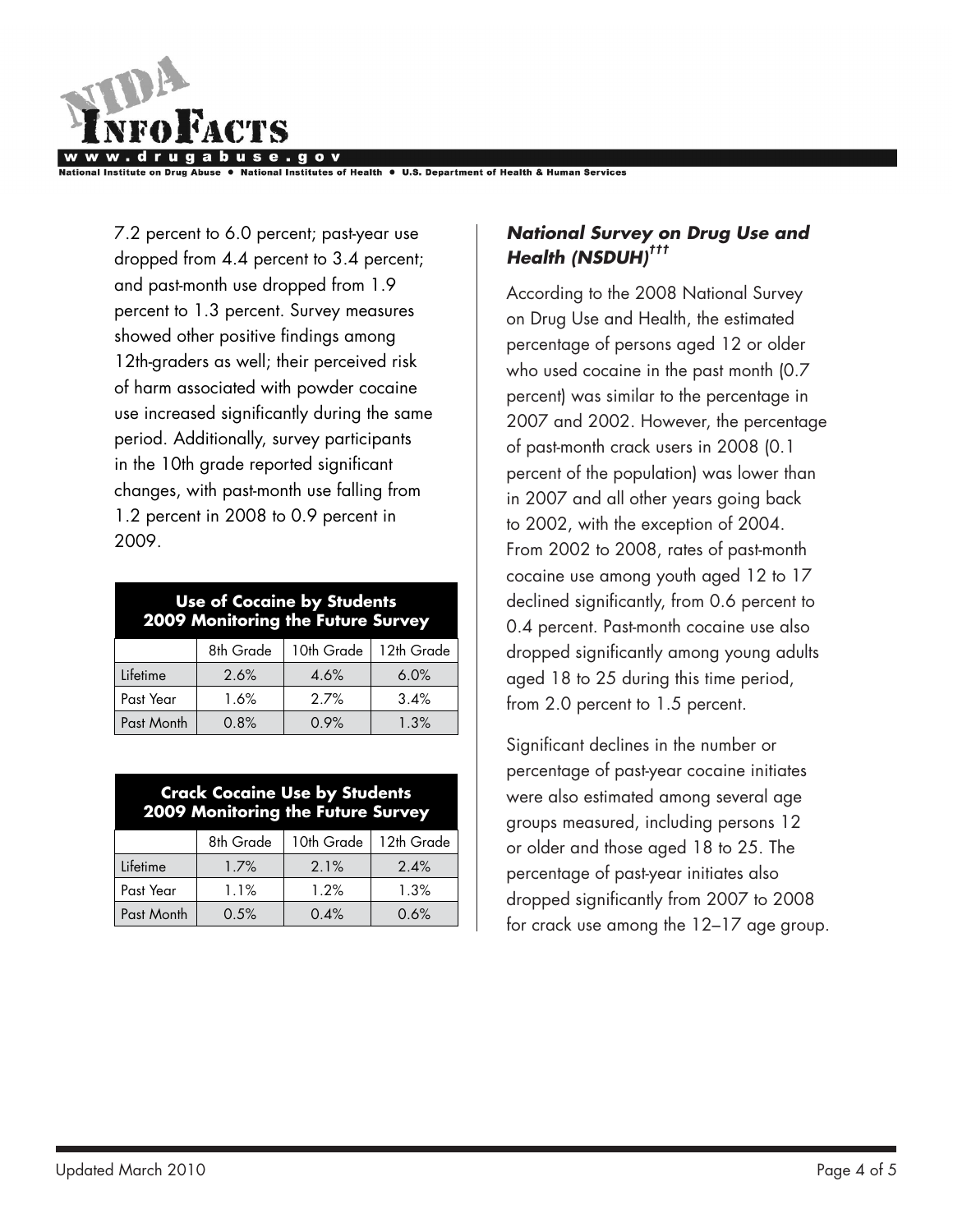7.2 percent to 6.0 percent; past-year use dropped from 4.4 percent to 3.4 percent; and past-month use dropped from 1.9 percent to 1.3 percent. Survey measures showed other positive findings among 12th-graders as well; their perceived risk of harm associated with powder cocaine use increased significantly during the same period. Additionally, survey participants in the 10th grade reported significant changes, with past-month use falling from 1.2 percent in 2008 to 0.9 percent in 2009.

**Use of Cocaine by Students 2009 Monitoring the Future Survey**

| | 8th Grade | 10th Grade | 12th Grade |
|---|---|---|---|
| Lifetime | 2.6% | 4.6% | 6.0% |
| Past Year | 1.6% | 2.7% | 3.4% |
| Past Month | 0.8% | 0.9% | 1.3% |

**Crack Cocaine Use by Students 2009 Monitoring the Future Survey**

| | 8th Grade | 10th Grade | 12th Grade |
|---|---|---|---|
| Lifetime | 1.7% | 2.1% | 2.4% |
| Past Year | 1.1% | 1.2% | 1.3% |
| Past Month | 0.5% | 0.4% | 0.6% |

### *National Survey on Drug Use and Health (NSDUH)*[†††]

According to the 2008 National Survey on Drug Use and Health, the estimated percentage of persons aged 12 or older who used cocaine in the past month (0.7 percent) was similar to the percentage in 2007 and 2002. However, the percentage of past-month crack users in 2008 (0.1 percent of the population) was lower than in 2007 and all other years going back to 2002, with the exception of 2004. From 2002 to 2008, rates of past-month cocaine use among youth aged 12 to 17 declined significantly, from 0.6 percent to 0.4 percent. Past-month cocaine use also dropped significantly among young adults aged 18 to 25 during this time period, from 2.0 percent to 1.5 percent.

Significant declines in the number or percentage of past-year cocaine initiates were also estimated among several age groups measured, including persons 12 or older and those aged 18 to 25. The percentage of past-year initiates also dropped significantly from 2007 to 2008 for crack use among the 12–17 age group.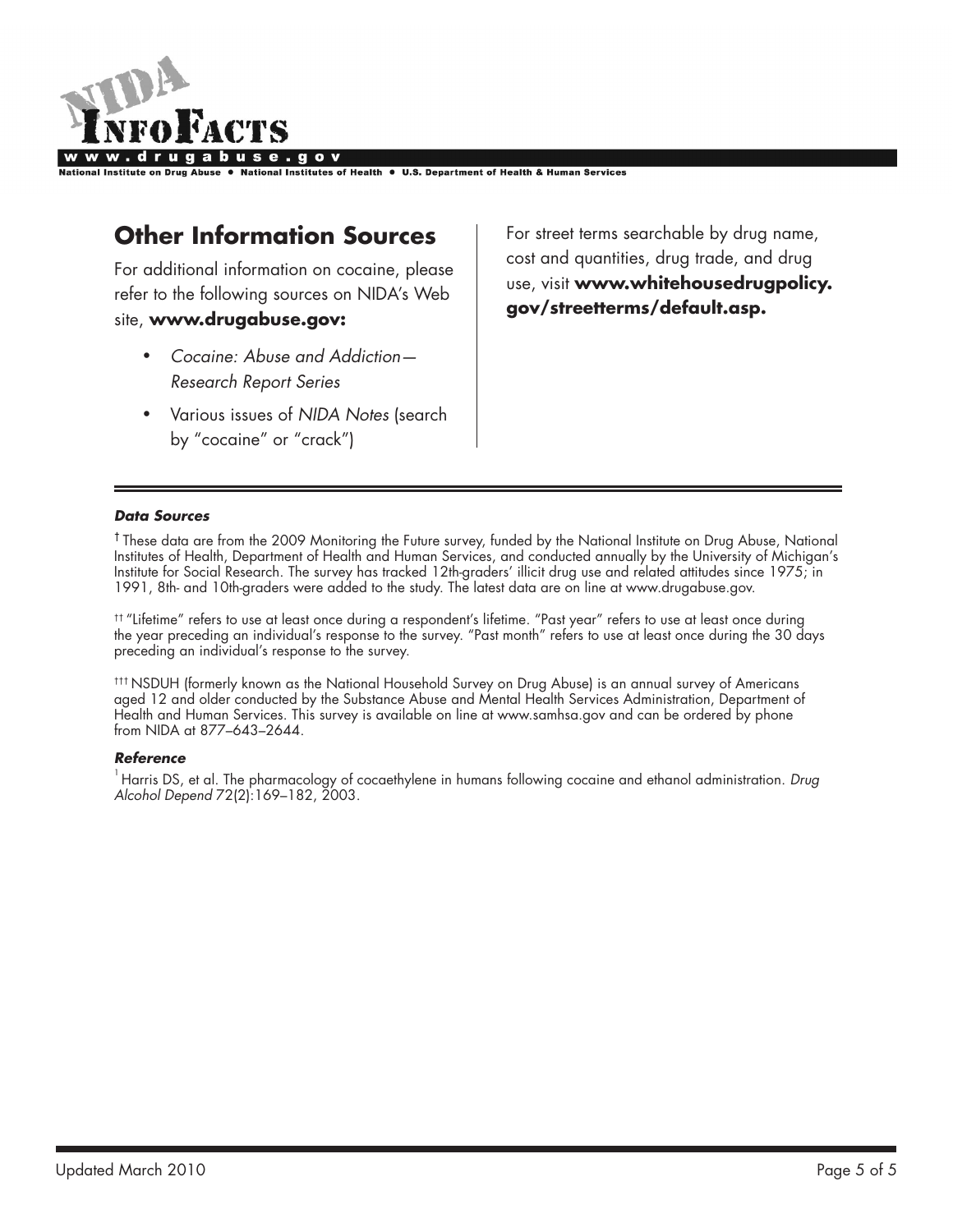## Other Information Sources

For additional information on cocaine, please refer to the following sources on NIDA's Web site, **www.drugabuse.gov:**

- *Cocaine: Abuse and Addiction—Research Report Series*
- Various issues of *NIDA Notes* (search by "cocaine" or "crack")

For street terms searchable by drug name, cost and quantities, drug trade, and drug use, visit **www.whitehousedrugpolicy.gov/streetterms/default.asp.**

---

***Data Sources***

† These data are from the 2009 Monitoring the Future survey, funded by the National Institute on Drug Abuse, National Institutes of Health, Department of Health and Human Services, and conducted annually by the University of Michigan's Institute for Social Research. The survey has tracked 12th-graders' illicit drug use and related attitudes since 1975; in 1991, 8th- and 10th-graders were added to the study. The latest data are on line at www.drugabuse.gov.

†† "Lifetime" refers to use at least once during a respondent's lifetime. "Past year" refers to use at least once during the year preceding an individual's response to the survey. "Past month" refers to use at least once during the 30 days preceding an individual's response to the survey.

††† NSDUH (formerly known as the National Household Survey on Drug Abuse) is an annual survey of Americans aged 12 and older conducted by the Substance Abuse and Mental Health Services Administration, Department of Health and Human Services. This survey is available on line at www.samhsa.gov and can be ordered by phone from NIDA at 877–643–2644.

***Reference***

[1] Harris DS, et al. The pharmacology of cocaethylene in humans following cocaine and ethanol administration. *Drug Alcohol Depend* 72(2):169–182, 2003.

Updated March 2010